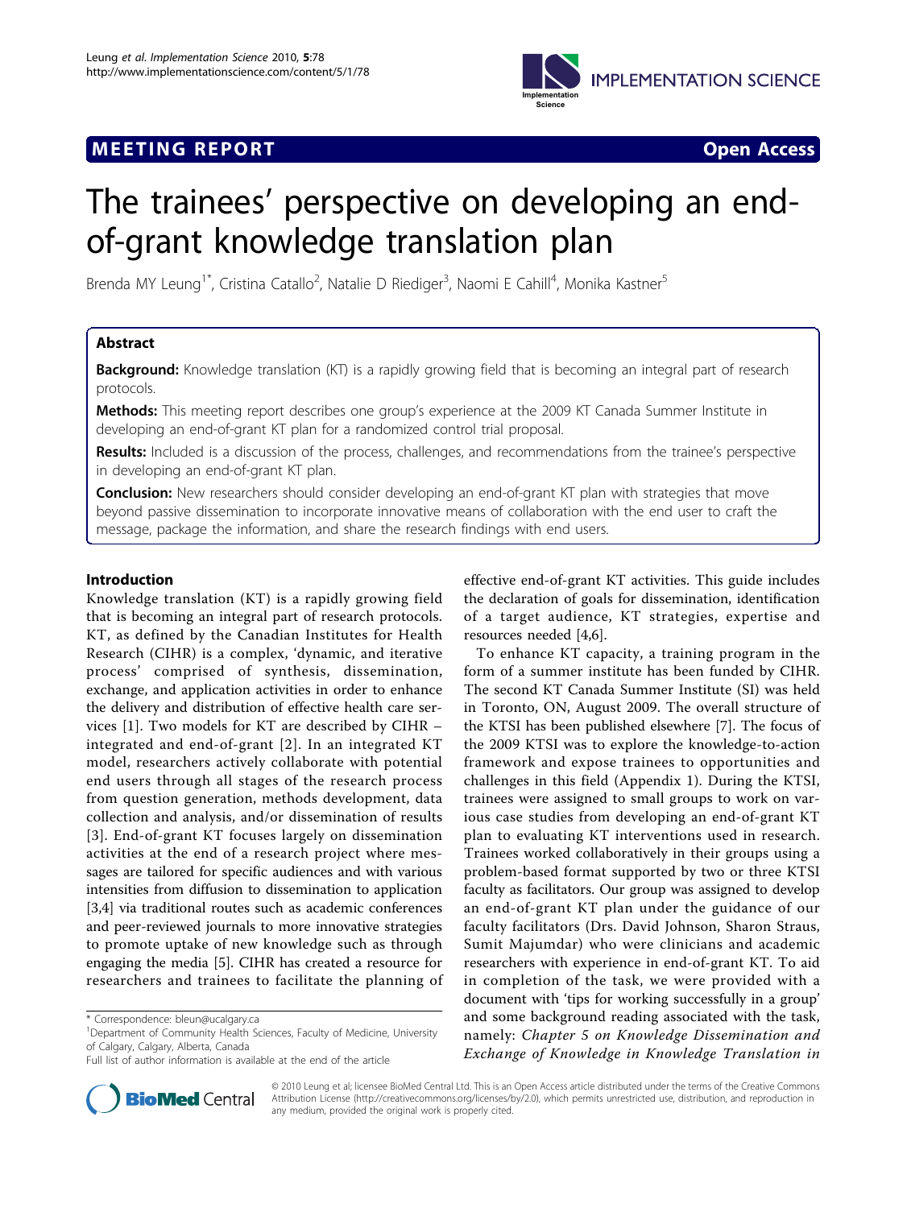MEETING REPORT

Open Access

# The trainees' perspective on developing an end-of-grant knowledge translation plan

Brenda MY Leung[1*], Cristina Catallo[2], Natalie D Riediger[3], Naomi E Cahill[4], Monika Kastner[5]

## Abstract

**Background:** Knowledge translation (KT) is a rapidly growing field that is becoming an integral part of research protocols.

**Methods:** This meeting report describes one group's experience at the 2009 KT Canada Summer Institute in developing an end-of-grant KT plan for a randomized control trial proposal.

**Results:** Included is a discussion of the process, challenges, and recommendations from the trainee's perspective in developing an end-of-grant KT plan.

**Conclusion:** New researchers should consider developing an end-of-grant KT plan with strategies that move beyond passive dissemination to incorporate innovative means of collaboration with the end user to craft the message, package the information, and share the research findings with end users.

## Introduction

Knowledge translation (KT) is a rapidly growing field that is becoming an integral part of research protocols. KT, as defined by the Canadian Institutes for Health Research (CIHR) is a complex, 'dynamic, and iterative process' comprised of synthesis, dissemination, exchange, and application activities in order to enhance the delivery and distribution of effective health care services [1]. Two models for KT are described by CIHR – integrated and end-of-grant [2]. In an integrated KT model, researchers actively collaborate with potential end users through all stages of the research process from question generation, methods development, data collection and analysis, and/or dissemination of results [3]. End-of-grant KT focuses largely on dissemination activities at the end of a research project where messages are tailored for specific audiences and with various intensities from diffusion to dissemination to application [3,4] via traditional routes such as academic conferences and peer-reviewed journals to more innovative strategies to promote uptake of new knowledge such as through engaging the media [5]. CIHR has created a resource for researchers and trainees to facilitate the planning of effective end-of-grant KT activities. This guide includes the declaration of goals for dissemination, identification of a target audience, KT strategies, expertise and resources needed [4,6].

To enhance KT capacity, a training program in the form of a summer institute has been funded by CIHR. The second KT Canada Summer Institute (SI) was held in Toronto, ON, August 2009. The overall structure of the KTSI has been published elsewhere [7]. The focus of the 2009 KTSI was to explore the knowledge-to-action framework and expose trainees to opportunities and challenges in this field (Appendix 1). During the KTSI, trainees were assigned to small groups to work on various case studies from developing an end-of-grant KT plan to evaluating KT interventions used in research. Trainees worked collaboratively in their groups using a problem-based format supported by two or three KTSI faculty as facilitators. Our group was assigned to develop an end-of-grant KT plan under the guidance of our faculty facilitators (Drs. David Johnson, Sharon Straus, Sumit Majumdar) who were clinicians and academic researchers with experience in end-of-grant KT. To aid in completion of the task, we were provided with a document with 'tips for working successfully in a group' and some background reading associated with the task, namely: *Chapter 5 on Knowledge Dissemination and Exchange of Knowledge in Knowledge Translation in*

\* Correspondence: bleun@ucalgary.ca

[1]Department of Community Health Sciences, Faculty of Medicine, University of Calgary, Calgary, Alberta, Canada

Full list of author information is available at the end of the article

© 2010 Leung et al; licensee BioMed Central Ltd. This is an Open Access article distributed under the terms of the Creative Commons Attribution License (http://creativecommons.org/licenses/by/2.0), which permits unrestricted use, distribution, and reproduction in any medium, provided the original work is properly cited.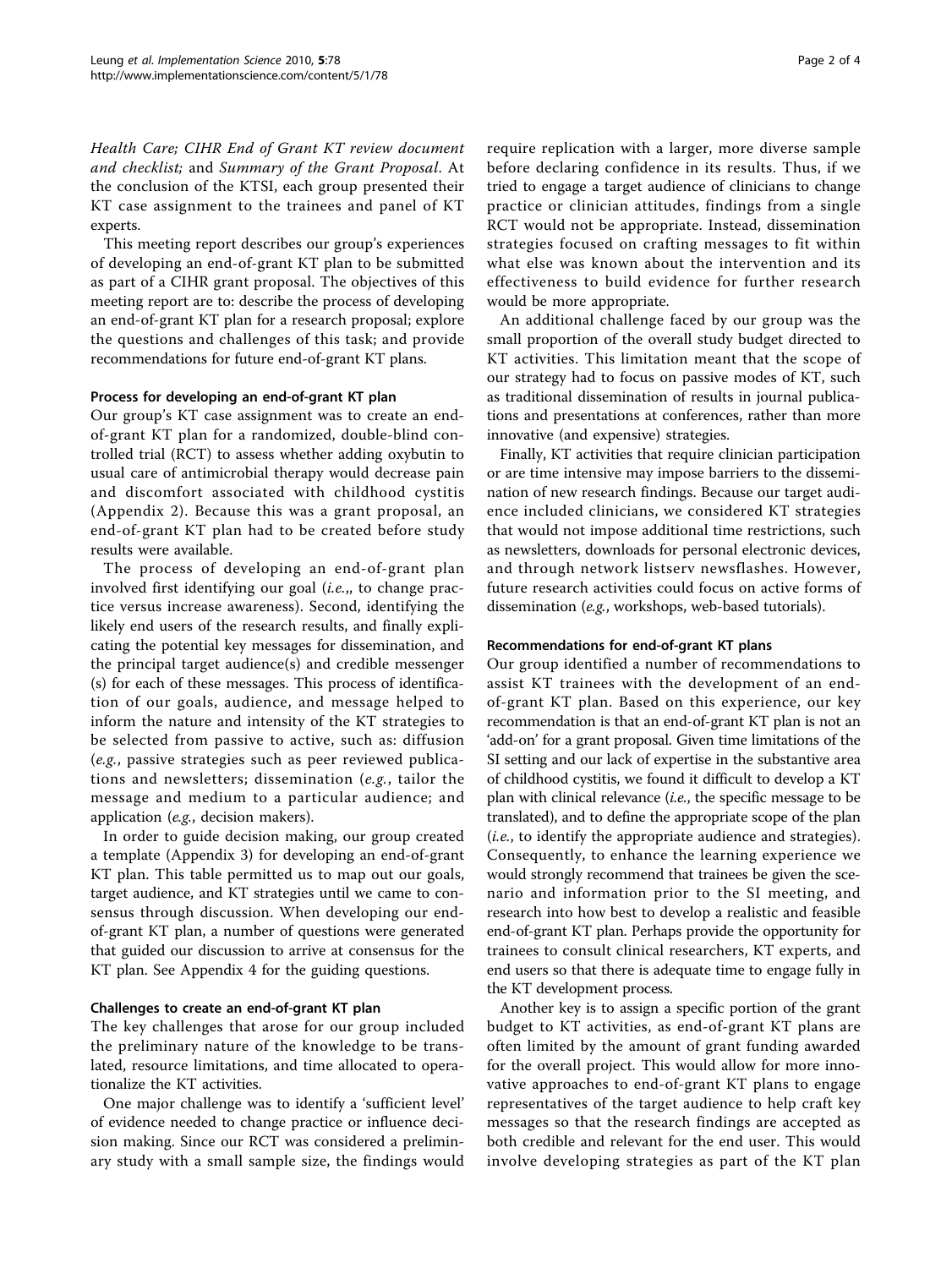*Health Care; CIHR End of Grant KT review document and checklist;* and *Summary of the Grant Proposal*. At the conclusion of the KTSI, each group presented their KT case assignment to the trainees and panel of KT experts.

This meeting report describes our group's experiences of developing an end-of-grant KT plan to be submitted as part of a CIHR grant proposal. The objectives of this meeting report are to: describe the process of developing an end-of-grant KT plan for a research proposal; explore the questions and challenges of this task; and provide recommendations for future end-of-grant KT plans.

### Process for developing an end-of-grant KT plan

Our group's KT case assignment was to create an end-of-grant KT plan for a randomized, double-blind controlled trial (RCT) to assess whether adding oxybutin to usual care of antimicrobial therapy would decrease pain and discomfort associated with childhood cystitis (Appendix 2). Because this was a grant proposal, an end-of-grant KT plan had to be created before study results were available.

The process of developing an end-of-grant plan involved first identifying our goal (*i.e.*,, to change practice versus increase awareness). Second, identifying the likely end users of the research results, and finally explicating the potential key messages for dissemination, and the principal target audience(s) and credible messenger (s) for each of these messages. This process of identification of our goals, audience, and message helped to inform the nature and intensity of the KT strategies to be selected from passive to active, such as: diffusion (*e.g.*, passive strategies such as peer reviewed publications and newsletters; dissemination (*e.g.*, tailor the message and medium to a particular audience; and application (*e.g.*, decision makers).

In order to guide decision making, our group created a template (Appendix 3) for developing an end-of-grant KT plan. This table permitted us to map out our goals, target audience, and KT strategies until we came to consensus through discussion. When developing our end-of-grant KT plan, a number of questions were generated that guided our discussion to arrive at consensus for the KT plan. See Appendix 4 for the guiding questions.

### Challenges to create an end-of-grant KT plan

The key challenges that arose for our group included the preliminary nature of the knowledge to be translated, resource limitations, and time allocated to operationalize the KT activities.

One major challenge was to identify a 'sufficient level' of evidence needed to change practice or influence decision making. Since our RCT was considered a preliminary study with a small sample size, the findings would require replication with a larger, more diverse sample before declaring confidence in its results. Thus, if we tried to engage a target audience of clinicians to change practice or clinician attitudes, findings from a single RCT would not be appropriate. Instead, dissemination strategies focused on crafting messages to fit within what else was known about the intervention and its effectiveness to build evidence for further research would be more appropriate.

An additional challenge faced by our group was the small proportion of the overall study budget directed to KT activities. This limitation meant that the scope of our strategy had to focus on passive modes of KT, such as traditional dissemination of results in journal publications and presentations at conferences, rather than more innovative (and expensive) strategies.

Finally, KT activities that require clinician participation or are time intensive may impose barriers to the dissemination of new research findings. Because our target audience included clinicians, we considered KT strategies that would not impose additional time restrictions, such as newsletters, downloads for personal electronic devices, and through network listserv newsflashes. However, future research activities could focus on active forms of dissemination (*e.g.*, workshops, web-based tutorials).

### Recommendations for end-of-grant KT plans

Our group identified a number of recommendations to assist KT trainees with the development of an end-of-grant KT plan. Based on this experience, our key recommendation is that an end-of-grant KT plan is not an 'add-on' for a grant proposal. Given time limitations of the SI setting and our lack of expertise in the substantive area of childhood cystitis, we found it difficult to develop a KT plan with clinical relevance (*i.e.*, the specific message to be translated), and to define the appropriate scope of the plan (*i.e.*, to identify the appropriate audience and strategies). Consequently, to enhance the learning experience we would strongly recommend that trainees be given the scenario and information prior to the SI meeting, and research into how best to develop a realistic and feasible end-of-grant KT plan. Perhaps provide the opportunity for trainees to consult clinical researchers, KT experts, and end users so that there is adequate time to engage fully in the KT development process.

Another key is to assign a specific portion of the grant budget to KT activities, as end-of-grant KT plans are often limited by the amount of grant funding awarded for the overall project. This would allow for more innovative approaches to end-of-grant KT plans to engage representatives of the target audience to help craft key messages so that the research findings are accepted as both credible and relevant for the end user. This would involve developing strategies as part of the KT plan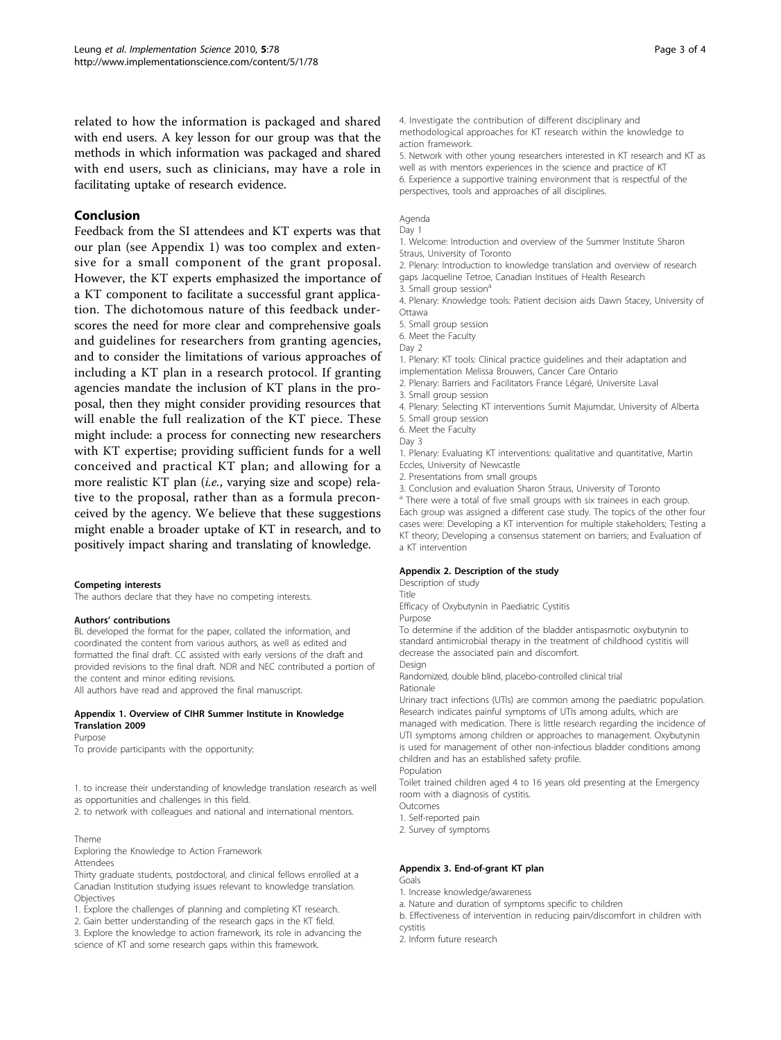related to how the information is packaged and shared with end users. A key lesson for our group was that the methods in which information was packaged and shared with end users, such as clinicians, may have a role in facilitating uptake of research evidence.

## Conclusion

Feedback from the SI attendees and KT experts was that our plan (see Appendix 1) was too complex and extensive for a small component of the grant proposal. However, the KT experts emphasized the importance of a KT component to facilitate a successful grant application. The dichotomous nature of this feedback underscores the need for more clear and comprehensive goals and guidelines for researchers from granting agencies, and to consider the limitations of various approaches of including a KT plan in a research protocol. If granting agencies mandate the inclusion of KT plans in the proposal, then they might consider providing resources that will enable the full realization of the KT piece. These might include: a process for connecting new researchers with KT expertise; providing sufficient funds for a well conceived and practical KT plan; and allowing for a more realistic KT plan (*i.e.*, varying size and scope) relative to the proposal, rather than as a formula preconceived by the agency. We believe that these suggestions might enable a broader uptake of KT in research, and to positively impact sharing and translating of knowledge.

#### Competing interests

The authors declare that they have no competing interests.

#### Authors' contributions

BL developed the format for the paper, collated the information, and coordinated the content from various authors, as well as edited and formatted the final draft. CC assisted with early versions of the draft and provided revisions to the final draft. NDR and NEC contributed a portion of the content and minor editing revisions.

All authors have read and approved the final manuscript.

#### Appendix 1. Overview of CIHR Summer Institute in Knowledge Translation 2009

Purpose

To provide participants with the opportunity:

1. to increase their understanding of knowledge translation research as well as opportunities and challenges in this field.
2. to network with colleagues and national and international mentors.

Theme

Exploring the Knowledge to Action Framework

Attendees

Thirty graduate students, postdoctoral, and clinical fellows enrolled at a Canadian Institution studying issues relevant to knowledge translation.

Objectives

1. Explore the challenges of planning and completing KT research.
2. Gain better understanding of the research gaps in the KT field.
3. Explore the knowledge to action framework, its role in advancing the science of KT and some research gaps within this framework.
4. Investigate the contribution of different disciplinary and methodological approaches for KT research within the knowledge to action framework.
5. Network with other young researchers interested in KT research and KT as well as with mentors experiences in the science and practice of KT
6. Experience a supportive training environment that is respectful of the perspectives, tools and approaches of all disciplines.

Agenda

Day 1

1. Welcome: Introduction and overview of the Summer Institute Sharon Straus, University of Toronto
2. Plenary: Introduction to knowledge translation and overview of research gaps Jacqueline Tetroe, Canadian Institues of Health Research
3. Small group session[a]
4. Plenary: Knowledge tools: Patient decision aids Dawn Stacey, University of Ottawa
5. Small group session
6. Meet the Faculty

Day 2

1. Plenary: KT tools: Clinical practice guidelines and their adaptation and implementation Melissa Brouwers, Cancer Care Ontario
2. Plenary: Barriers and Facilitators France Légaré, Universite Laval
3. Small group session
4. Plenary: Selecting KT interventions Sumit Majumdar, University of Alberta
5. Small group session
6. Meet the Faculty

Day 3

1. Plenary: Evaluating KT interventions: qualitative and quantitative, Martin Eccles, University of Newcastle
2. Presentations from small groups
3. Conclusion and evaluation Sharon Straus, University of Toronto

[a] There were a total of five small groups with six trainees in each group. Each group was assigned a different case study. The topics of the other four cases were: Developing a KT intervention for multiple stakeholders; Testing a KT theory; Developing a consensus statement on barriers; and Evaluation of a KT intervention

#### Appendix 2. Description of the study

Description of study

Title

Efficacy of Oxybutynin in Paediatric Cystitis

Purpose

To determine if the addition of the bladder antispasmotic oxybutynin to standard antimicrobial therapy in the treatment of childhood cystitis will decrease the associated pain and discomfort.

Design

Randomized, double blind, placebo-controlled clinical trial

Rationale

Urinary tract infections (UTIs) are common among the paediatric population. Research indicates painful symptoms of UTIs among adults, which are managed with medication. There is little research regarding the incidence of UTI symptoms among children or approaches to management. Oxybutynin is used for management of other non-infectious bladder conditions among children and has an established safety profile.

Population

Toilet trained children aged 4 to 16 years old presenting at the Emergency room with a diagnosis of cystitis.

Outcomes

1. Self-reported pain
2. Survey of symptoms

#### Appendix 3. End-of-grant KT plan

Goals

1. Increase knowledge/awareness

a. Nature and duration of symptoms specific to children

b. Effectiveness of intervention in reducing pain/discomfort in children with cystitis

2. Inform future research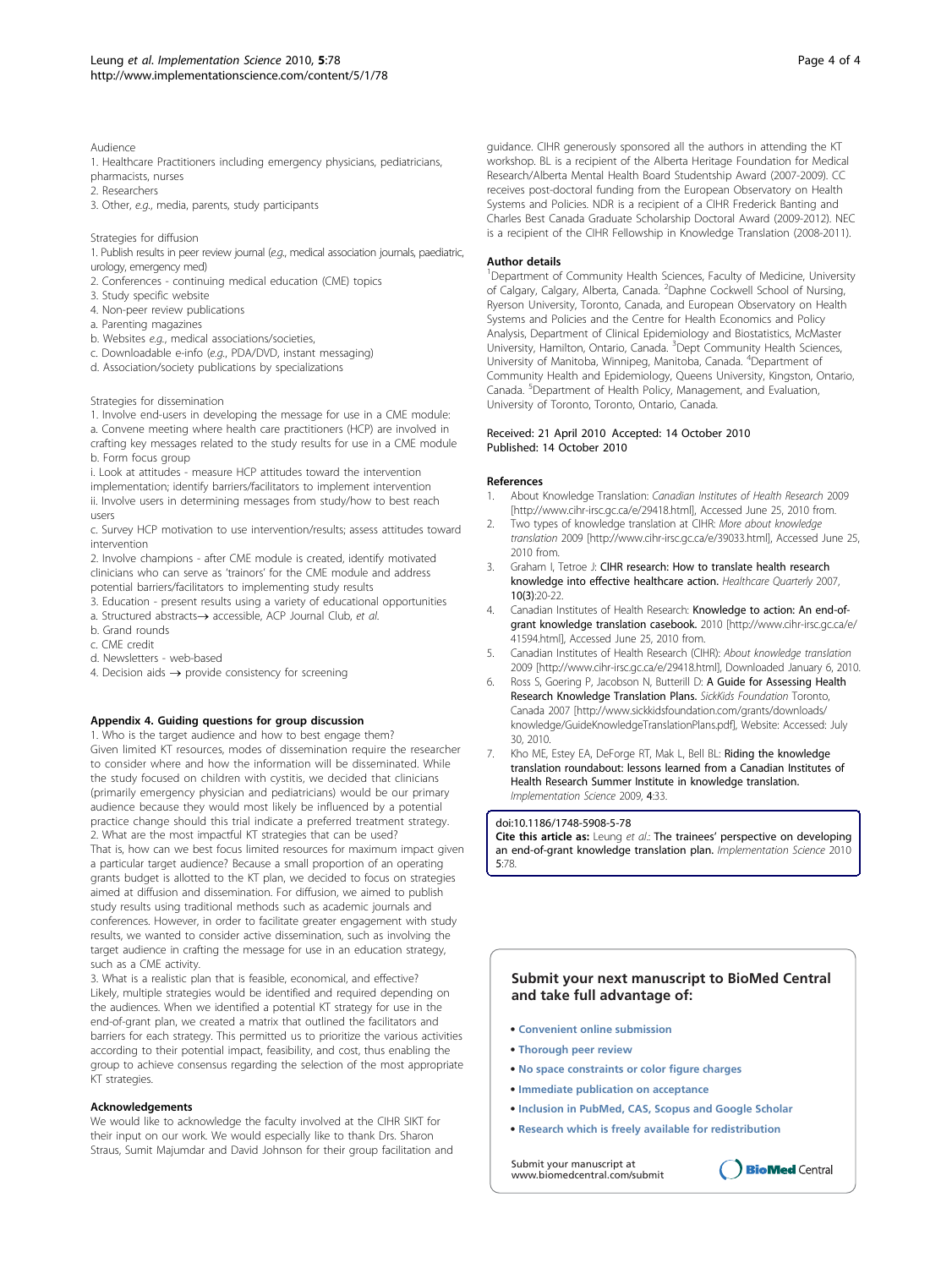Audience

1. Healthcare Practitioners including emergency physicians, pediatricians, pharmacists, nurses
2. Researchers
3. Other, *e.g.*, media, parents, study participants

Strategies for diffusion

1. Publish results in peer review journal (*e.g.*, medical association journals, paediatric, urology, emergency med)
2. Conferences - continuing medical education (CME) topics
3. Study specific website
4. Non-peer review publications
a. Parenting magazines
b. Websites *e.g.*, medical associations/societies,
c. Downloadable e-info (*e.g.*, PDA/DVD, instant messaging)
d. Association/society publications by specializations

Strategies for dissemination

1. Involve end-users in developing the message for use in a CME module:
a. Convene meeting where health care practitioners (HCP) are involved in crafting key messages related to the study results for use in a CME module
b. Form focus group
i. Look at attitudes - measure HCP attitudes toward the intervention implementation; identify barriers/facilitators to implement intervention
ii. Involve users in determining messages from study/how to best reach users
c. Survey HCP motivation to use intervention/results; assess attitudes toward intervention
2. Involve champions - after CME module is created, identify motivated clinicians who can serve as 'trainors' for the CME module and address potential barriers/facilitators to implementing study results
3. Education - present results using a variety of educational opportunities
a. Structured abstracts→ accessible, ACP Journal Club, *et al.*
b. Grand rounds
c. CME credit
d. Newsletters - web-based
4. Decision aids → provide consistency for screening

### Appendix 4. Guiding questions for group discussion

1. Who is the target audience and how to best engage them?
Given limited KT resources, modes of dissemination require the researcher to consider where and how the information will be disseminated. While the study focused on children with cystitis, we decided that clinicians (primarily emergency physician and pediatricians) would be our primary audience because they would most likely be influenced by a potential practice change should this trial indicate a preferred treatment strategy.
2. What are the most impactful KT strategies that can be used?
That is, how can we best focus limited resources for maximum impact given a particular target audience? Because a small proportion of an operating grants budget is allotted to the KT plan, we decided to focus on strategies aimed at diffusion and dissemination. For diffusion, we aimed to publish study results using traditional methods such as academic journals and conferences. However, in order to facilitate greater engagement with study results, we wanted to consider active dissemination, such as involving the target audience in crafting the message for use in an education strategy, such as a CME activity.
3. What is a realistic plan that is feasible, economical, and effective?
Likely, multiple strategies would be identified and required depending on the audiences. When we identified a potential KT strategy for use in the end-of-grant plan, we created a matrix that outlined the facilitators and barriers for each strategy. This permitted us to prioritize the various activities according to their potential impact, feasibility, and cost, thus enabling the group to achieve consensus regarding the selection of the most appropriate KT strategies.

### Acknowledgements

We would like to acknowledge the faculty involved at the CIHR SIKT for their input on our work. We would especially like to thank Drs. Sharon Straus, Sumit Majumdar and David Johnson for their group facilitation and guidance. CIHR generously sponsored all the authors in attending the KT workshop. BL is a recipient of the Alberta Heritage Foundation for Medical Research/Alberta Mental Health Board Studentship Award (2007-2009). CC receives post-doctoral funding from the European Observatory on Health Systems and Policies. NDR is a recipient of a CIHR Frederick Banting and Charles Best Canada Graduate Scholarship Doctoral Award (2009-2012). NEC is a recipient of the CIHR Fellowship in Knowledge Translation (2008-2011).

### Author details

[1]Department of Community Health Sciences, Faculty of Medicine, University of Calgary, Calgary, Alberta, Canada. [2]Daphne Cockwell School of Nursing, Ryerson University, Toronto, Canada, and European Observatory on Health Systems and Policies and the Centre for Health Economics and Policy Analysis, Department of Clinical Epidemiology and Biostatistics, McMaster University, Hamilton, Ontario, Canada. [3]Dept Community Health Sciences, University of Manitoba, Winnipeg, Manitoba, Canada. [4]Department of Community Health and Epidemiology, Queens University, Kingston, Ontario, Canada. [5]Department of Health Policy, Management, and Evaluation, University of Toronto, Toronto, Ontario, Canada.

Received: 21 April 2010 Accepted: 14 October 2010
Published: 14 October 2010

### References

1. About Knowledge Translation: *Canadian Institutes of Health Research* 2009 [http://www.cihr-irsc.gc.ca/e/29418.html], Accessed June 25, 2010 from.
2. Two types of knowledge translation at CIHR: *More about knowledge translation* 2009 [http://www.cihr-irsc.gc.ca/e/39033.html], Accessed June 25, 2010 from.
3. Graham I, Tetroe J: **CIHR research: How to translate health research knowledge into effective healthcare action.** *Healthcare Quarterly* 2007, **10(3)**:20-22.
4. Canadian Institutes of Health Research: **Knowledge to action: An end-of-grant knowledge translation casebook.** 2010 [http://www.cihr-irsc.gc.ca/e/41594.html], Accessed June 25, 2010 from.
5. Canadian Institutes of Health Research (CIHR): *About knowledge translation* 2009 [http://www.cihr-irsc.gc.ca/e/29418.html], Downloaded January 6, 2010.
6. Ross S, Goering P, Jacobson N, Butterill D: **A Guide for Assessing Health Research Knowledge Translation Plans.** *SickKids Foundation* Toronto, Canada 2007 [http://www.sickkidsfoundation.com/grants/downloads/knowledge/GuideKnowledgeTranslationPlans.pdf], Website: Accessed: July 30, 2010.
7. Kho ME, Estey EA, DeForge RT, Mak L, Bell BL: **Riding the knowledge translation roundabout: lessons learned from a Canadian Institutes of Health Research Summer Institute in knowledge translation.** *Implementation Science* 2009, **4**:33.

doi:10.1186/1748-5908-5-78
**Cite this article as:** Leung *et al.*: The trainees' perspective on developing an end-of-grant knowledge translation plan. *Implementation Science* 2010 **5**:78.

**Submit your next manuscript to BioMed Central and take full advantage of:**

- Convenient online submission
- Thorough peer review
- No space constraints or color figure charges
- Immediate publication on acceptance
- Inclusion in PubMed, CAS, Scopus and Google Scholar
- Research which is freely available for redistribution

Submit your manuscript at
www.biomedcentral.com/submit